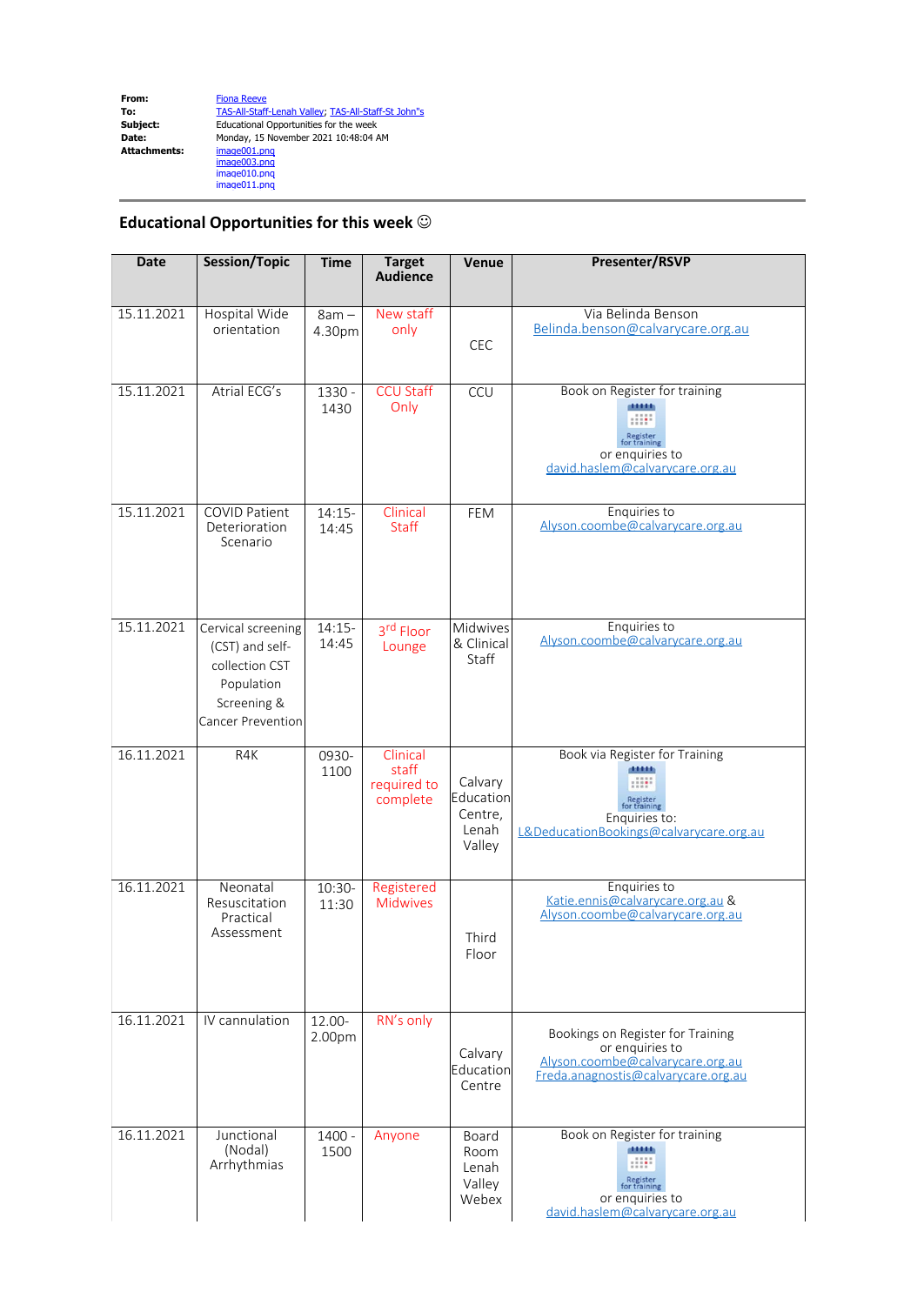**From:** Fiona Reeve
**To:** TAS-All-Staff-Lenah Valley; TAS-All-Staff-St John"s
**Subject:** Educational Opportunities for the week
**Date:** Monday, 15 November 2021 10:48:04 AM
**Attachments:** image001.png
image003.png
image010.png
image011.png

## Educational Opportunities for this week ☺

| Date | Session/Topic | Time | Target Audience | Venue | Presenter/RSVP |
|---|---|---|---|---|---|
| 15.11.2021 | Hospital Wide orientation | 8am – 4.30pm | New staff only | CEC | Via Belinda Benson Belinda.benson@calvarycare.org.au |
| 15.11.2021 | Atrial ECG's | 1330 - 1430 | CCU Staff Only | CCU | Book on Register for training Register for training or enquiries to david.haslem@calvarycare.org.au |
| 15.11.2021 | COVID Patient Deterioration Scenario | 14:15-14:45 | Clinical Staff | FEM | Enquiries to Alyson.coombe@calvarycare.org.au |
| 15.11.2021 | Cervical screening (CST) and self-collection CST Population Screening & Cancer Prevention | 14:15-14:45 | 3rd Floor Lounge | Midwives & Clinical Staff | Enquiries to Alyson.coombe@calvarycare.org.au |
| 16.11.2021 | R4K | 0930-1100 | Clinical staff required to complete | Calvary Education Centre, Lenah Valley | Book via Register for Training Register for training Enquiries to: L&Deducation​Bookings@calvarycare.org.au |
| 16.11.2021 | Neonatal Resuscitation Practical Assessment | 10:30-11:30 | Registered Midwives | Third Floor | Enquiries to Katie.ennis@calvarycare.org.au & Alyson.coombe@calvarycare.org.au |
| 16.11.2021 | IV cannulation | 12.00-2.00pm | RN's only | Calvary Education Centre | Bookings on Register for Training or enquiries to Alyson.coombe@calvarycare.org.au Freda.anagnostis@calvarycare.org.au |
| 16.11.2021 | Junctional (Nodal) Arrhythmias | 1400 - 1500 | Anyone | Board Room Lenah Valley Webex | Book on Register for training Register for training or enquiries to david.haslem@calvarycare.org.au |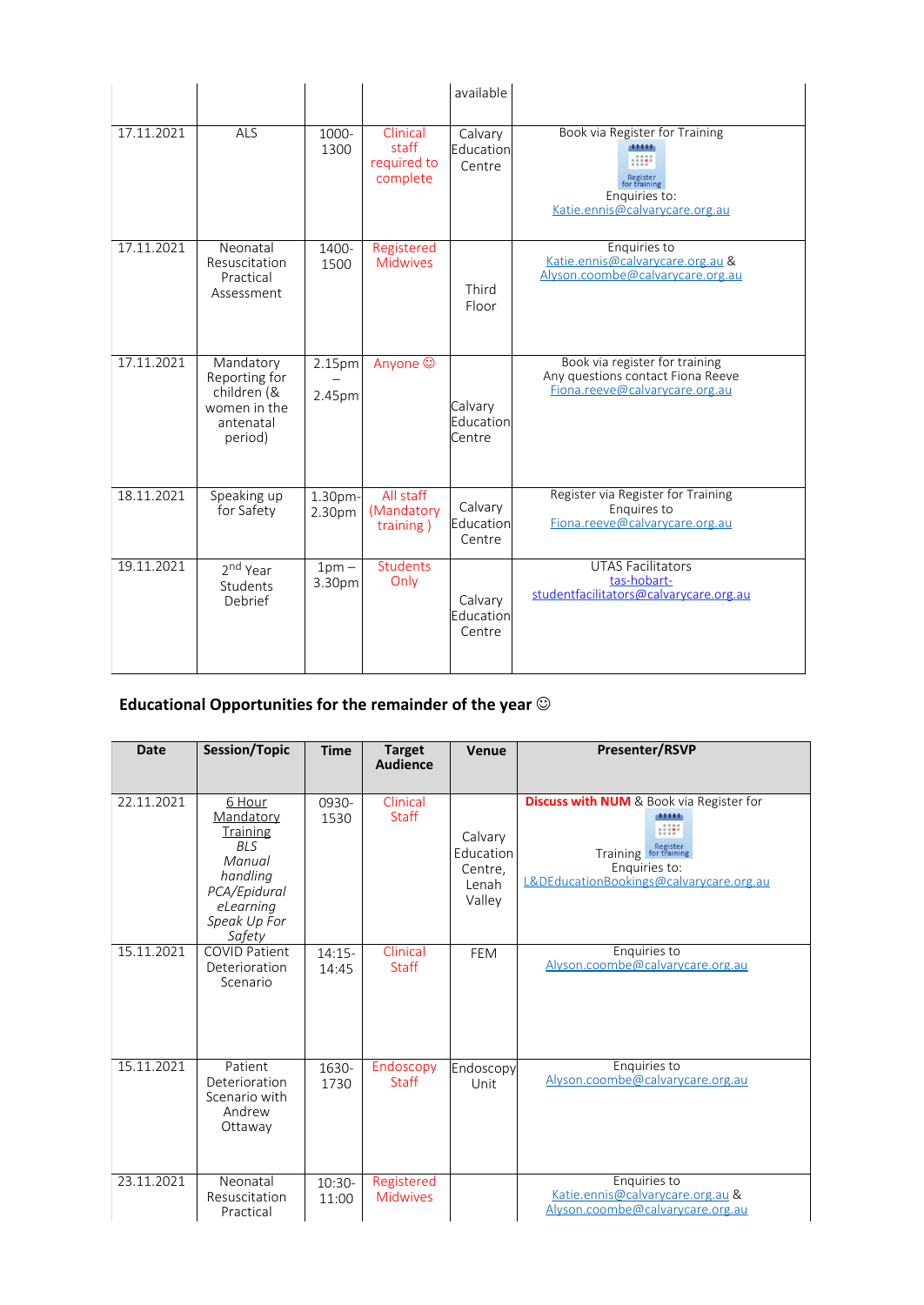| | | | | available | |
|---|---|---|---|---|---|
| 17.11.2021 | ALS | 1000-1300 | Clinical staff required to complete | Calvary Education Centre | Book via Register for Training<br>Enquiries to: Katie.ennis@calvarycare.org.au |
| 17.11.2021 | Neonatal Resuscitation Practical Assessment | 1400-1500 | Registered Midwives | Third Floor | Enquiries to Katie.ennis@calvarycare.org.au & Alyson.coombe@calvarycare.org.au |
| 17.11.2021 | Mandatory Reporting for children (& women in the antenatal period) | 2.15pm – 2.45pm | Anyone ☺ | Calvary Education Centre | Book via register for training<br>Any questions contact Fiona Reeve Fiona.reeve@calvarycare.org.au |
| 18.11.2021 | Speaking up for Safety | 1.30pm-2.30pm | All staff (Mandatory training ) | Calvary Education Centre | Register via Register for Training<br>Enquires to Fiona.reeve@calvarycare.org.au |
| 19.11.2021 | 2nd Year Students Debrief | 1pm – 3.30pm | Students Only | Calvary Education Centre | UTAS Facilitators<br>tas-hobart-studentfacilitators@calvarycare.org.au |

## Educational Opportunities for the remainder of the year ☺

| Date | Session/Topic | Time | Target Audience | Venue | Presenter/RSVP |
|---|---|---|---|---|---|
| 22.11.2021 | 6 Hour Mandatory Training<br>*BLS*<br>*Manual handling*<br>*PCA/Epidural eLearning*<br>*Speak Up For Safety* | 0930-1530 | Clinical Staff | Calvary Education Centre, Lenah Valley | **Discuss with NUM** & Book via Register for Training<br>Enquiries to: L&DEducationBookings@calvarycare.org.au |
| 15.11.2021 | COVID Patient Deterioration Scenario | 14:15-14:45 | Clinical Staff | FEM | Enquiries to Alyson.coombe@calvarycare.org.au |
| 15.11.2021 | Patient Deterioration Scenario with Andrew Ottaway | 1630-1730 | Endoscopy Staff | Endoscopy Unit | Enquiries to Alyson.coombe@calvarycare.org.au |
| 23.11.2021 | Neonatal Resuscitation Practical | 10:30-11:00 | Registered Midwives | | Enquiries to Katie.ennis@calvarycare.org.au & Alyson.coombe@calvarycare.org.au |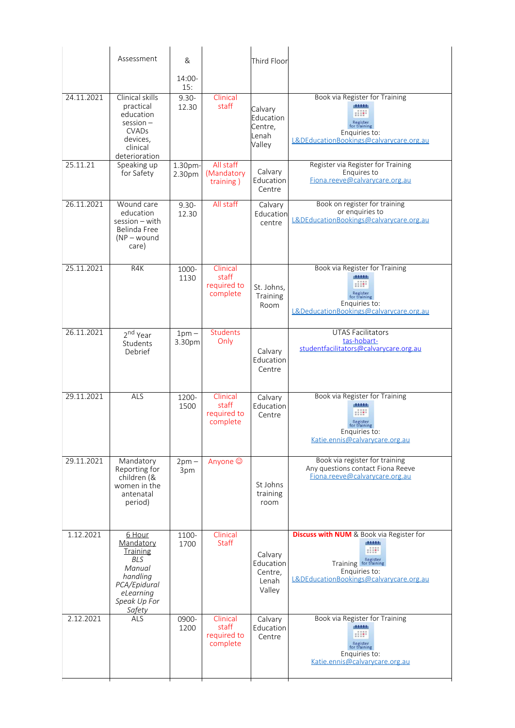| | | | | | |
|---|---|---|---|---|---|
| | Assessment | & 14:00-15: | | Third Floor | |
| 24.11.2021 | Clinical skills practical education session – CVADs devices, clinical deterioration | 9.30-12.30 | Clinical staff | Calvary Education Centre, Lenah Valley | Book via Register for Training Enquires to: L&DEducationBookings@calvarycare.org.au |
| 25.11.21 | Speaking up for Safety | 1.30pm-2.30pm | All staff (Mandatory training ) | Calvary Education Centre | Register via Register for Training Enquires to Fiona.reeve@calvarycare.org.au |
| 26.11.2021 | Wound care education session – with Belinda Free (NP – wound care) | 9.30-12.30 | All staff | Calvary Education centre | Book on register for training or enquiries to L&DEducationBookings@calvarycare.org.au |
| 25.11.2021 | R4K | 1000-1130 | Clinical staff required to complete | St. Johns, Training Room | Book via Register for Training Enquires to: L&DeducationBookings@calvarycare.org.au |
| 26.11.2021 | 2nd Year Students Debrief | 1pm – 3.30pm | Students Only | Calvary Education Centre | UTAS Facilitators tas-hobart-studentfacilitators@calvarycare.org.au |
| 29.11.2021 | ALS | 1200-1500 | Clinical staff required to complete | Calvary Education Centre | Book via Register for Training Enquires to: Katie.ennis@calvarycare.org.au |
| 29.11.2021 | Mandatory Reporting for children (& women in the antenatal period) | 2pm – 3pm | Anyone ☺ | St Johns training room | Book via register for training Any questions contact Fiona Reeve Fiona.reeve@calvarycare.org.au |
| 1.12.2021 | 6 Hour Mandatory Training *BLS* *Manual handling* *PCA/Epidural* *eLearning* *Speak Up For Safety* | 1100-1700 | Clinical Staff | Calvary Education Centre, Lenah Valley | **Discuss with NUM** & Book via Register for Training Enquires to: L&DEducationBookings@calvarycare.org.au |
| 2.12.2021 | ALS | 0900-1200 | Clinical staff required to complete | Calvary Education Centre | Book via Register for Training Enquires to: Katie.ennis@calvarycare.org.au |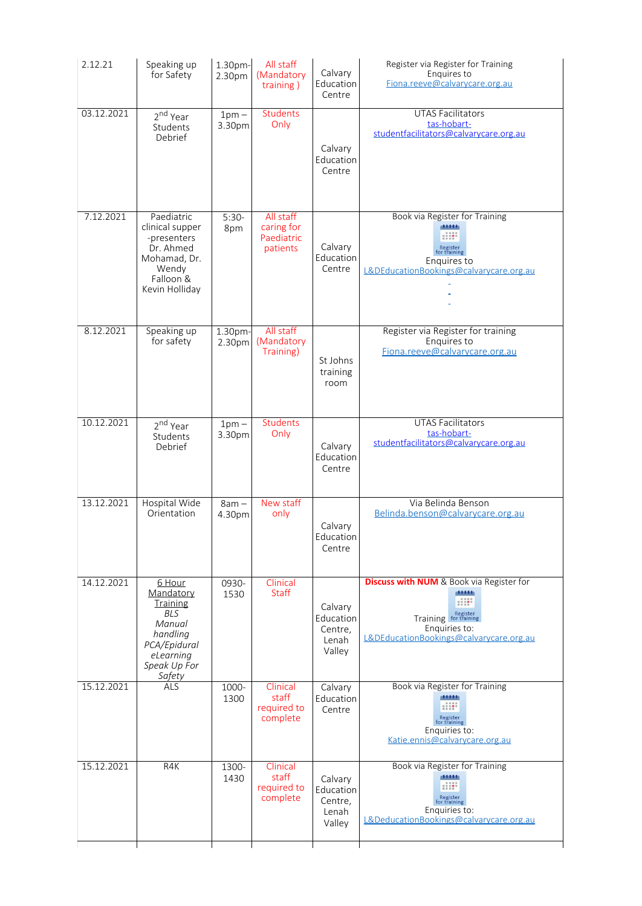| 2.12.21 | Speaking up for Safety | 1.30pm-2.30pm | All staff (Mandatory training ) | Calvary Education Centre | Register via Register for Training Enquires to Fiona.reeve@calvarycare.org.au |
|---|---|---|---|---|---|
| 03.12.2021 | 2nd Year Students Debrief | 1pm – 3.30pm | Students Only | Calvary Education Centre | UTAS Facilitators tas-hobart-studentfacilitators@calvarycare.org.au |
| 7.12.2021 | Paediatric clinical supper -presenters Dr. Ahmed Mohamad, Dr. Wendy Falloon & Kevin Holliday | 5:30-8pm | All staff caring for Paediatric patients | Calvary Education Centre | Book via Register for Training Enquires to L&DEducationBookings@calvarycare.org.au |
| 8.12.2021 | Speaking up for safety | 1.30pm-2.30pm | All staff (Mandatory Training) | St Johns training room | Register via Register for training Enquires to Fiona.reeve@calvarycare.org.au |
| 10.12.2021 | 2nd Year Students Debrief | 1pm – 3.30pm | Students Only | Calvary Education Centre | UTAS Facilitators tas-hobart-studentfacilitators@calvarycare.org.au |
| 13.12.2021 | Hospital Wide Orientation | 8am – 4.30pm | New staff only | Calvary Education Centre | Via Belinda Benson Belinda.benson@calvarycare.org.au |
| 14.12.2021 | 6 Hour Mandatory Training *BLS Manual handling PCA/Epidural eLearning Speak Up For Safety* | 0930-1530 | Clinical Staff | Calvary Education Centre, Lenah Valley | **Discuss with NUM** & Book via Register for Training Enquiries to: L&DEducationBookings@calvarycare.org.au |
| 15.12.2021 | ALS | 1000-1300 | Clinical staff required to complete | Calvary Education Centre | Book via Register for Training Enquiries to: Katie.ennis@calvarycare.org.au |
| 15.12.2021 | R4K | 1300-1430 | Clinical staff required to complete | Calvary Education Centre, Lenah Valley | Book via Register for Training Enquiries to: L&DeducationBookings@calvarycare.org.au |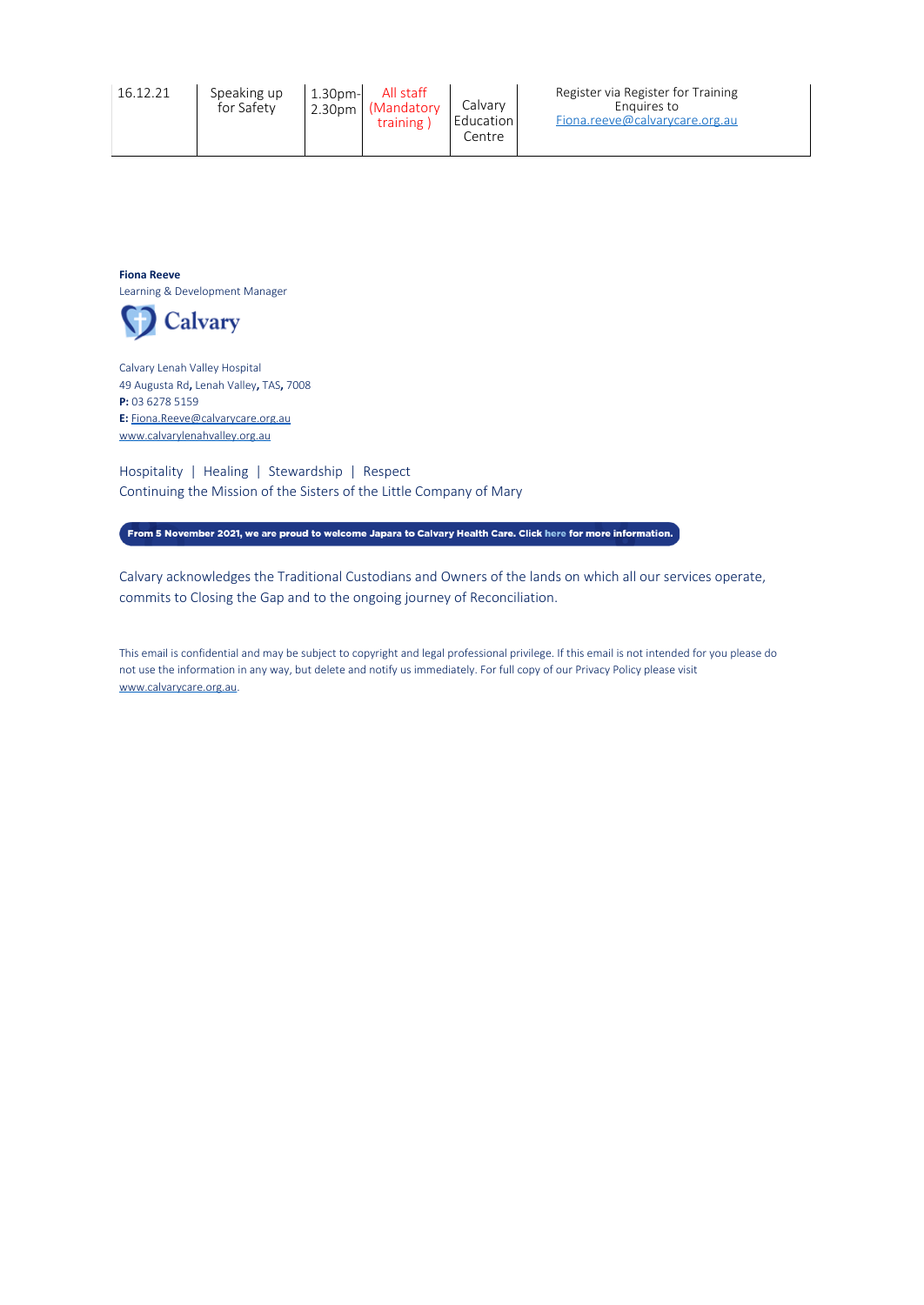| | | | | | |
|---|---|---|---|---|---|
| 16.12.21 | Speaking up for Safety | 1.30pm-2.30pm | All staff (Mandatory training ) | Calvary Education Centre | Register via Register for Training Enquires to Fiona.reeve@calvarycare.org.au |

**Fiona Reeve**
Learning & Development Manager

Calvary

Calvary Lenah Valley Hospital
49 Augusta Rd, Lenah Valley, TAS, 7008
**P:** 03 6278 5159
**E:** Fiona.Reeve@calvarycare.org.au
www.calvarylenahvalley.org.au

Hospitality | Healing | Stewardship | Respect
Continuing the Mission of the Sisters of the Little Company of Mary

**From 5 November 2021, we are proud to welcome Japara to Calvary Health Care. Click here for more information.**

Calvary acknowledges the Traditional Custodians and Owners of the lands on which all our services operate, commits to Closing the Gap and to the ongoing journey of Reconciliation.

This email is confidential and may be subject to copyright and legal professional privilege. If this email is not intended for you please do not use the information in any way, but delete and notify us immediately. For full copy of our Privacy Policy please visit www.calvarycare.org.au.